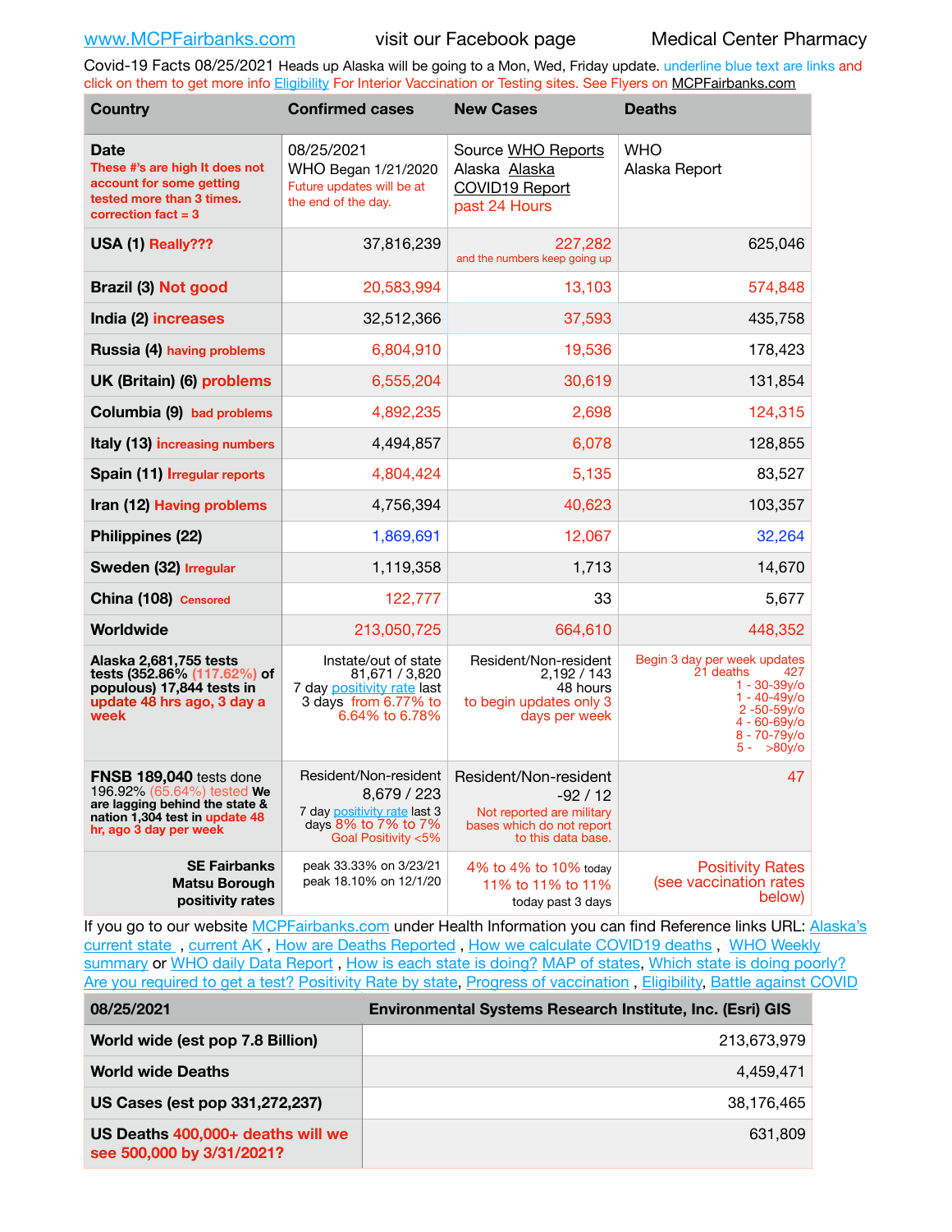www.MCPFairbanks.com visit our Facebook page Medical Center Pharmacy

Covid-19 Facts 08/25/2021 Heads up Alaska will be going to a Mon, Wed, Friday update. underline blue text are links and click on them to get more info Eligibility For Interior Vaccination or Testing sites. See Flyers on MCPFairbanks.com

| Country | Confirmed cases | New Cases | Deaths |
|---|---|---|---|
| **Date** These #'s are high It does not account for some getting tested more than 3 times. correction fact = 3 | 08/25/2021 WHO Began 1/21/2020 Future updates will be at the end of the day. | Source WHO Reports Alaska Alaska COVID19 Report past 24 Hours | WHO Alaska Report |
| **USA (1)** Really??? | 37,816,239 | 227,282 and the numbers keep going up | 625,046 |
| **Brazil (3)** Not good | 20,583,994 | 13,103 | 574,848 |
| **India (2)** increases | 32,512,366 | 37,593 | 435,758 |
| **Russia (4)** having problems | 6,804,910 | 19,536 | 178,423 |
| **UK (Britain) (6)** problems | 6,555,204 | 30,619 | 131,854 |
| **Columbia (9)** bad problems | 4,892,235 | 2,698 | 124,315 |
| **Italy (13)** increasing numbers | 4,494,857 | 6,078 | 128,855 |
| **Spain (11)** Irregular reports | 4,804,424 | 5,135 | 83,527 |
| **Iran (12)** Having problems | 4,756,394 | 40,623 | 103,357 |
| **Philippines (22)** | 1,869,691 | 12,067 | 32,264 |
| **Sweden (32)** Irregular | 1,119,358 | 1,713 | 14,670 |
| **China (108)** Censored | 122,777 | 33 | 5,677 |
| **Worldwide** | 213,050,725 | 664,610 | 448,352 |
| **Alaska 2,681,755 tests tests (352.86%) (117.62%) of populous) 17,844 tests in** update 48 hrs ago, 3 day a week | Instate/out of state 81,671 / 3,820 7 day positivity rate last 3 days from 6.77% to 6.64% to 6.78% | Resident/Non-resident 2,192 / 143 48 hours to begin updates only 3 days per week | Begin 3 day per week updates 21 deaths 427 1 - 30-39y/o 1 - 40-49y/o 2 -50-59y/o 4 - 60-69y/o 8 - 70-79y/o 5 - >80y/o |
| **FNSB 189,040** tests done 196.92% (65.64%) tested **We are lagging behind the state & nation 1,304 test in** update 48 hr, ago 3 day per week | Resident/Non-resident 8,679 / 223 7 day positivity rate last 3 days 8% to 7% to 7% Goal Positivity <5% | Resident/Non-resident -92 / 12 Not reported are military bases which do not report to this data base. | 47 |
| **SE Fairbanks Matsu Borough positivity rates** | peak 33.33% on 3/23/21 peak 18.10% on 12/1/20 | 4% to 4% to 10% today 11% to 11% to 11% today past 3 days | Positivity Rates (see vaccination rates below) |

If you go to our website MCPFairbanks.com under Health Information you can find Reference links URL: Alaska's current state , current AK , How are Deaths Reported , How we calculate COVID19 deaths , WHO Weekly summary or WHO daily Data Report , How is each state is doing? MAP of states, Which state is doing poorly? Are you required to get a test? Positivity Rate by state, Progress of vaccination , Eligibility, Battle against COVID

| 08/25/2021 | Environmental Systems Research Institute, Inc. (Esri) GIS |
|---|---|
| **World wide (est pop 7.8 Billion)** | 213,673,979 |
| **World wide Deaths** | 4,459,471 |
| **US Cases (est pop 331,272,237)** | 38,176,465 |
| **US Deaths** 400,000+ deaths will we see 500,000 by 3/31/2021? | 631,809 |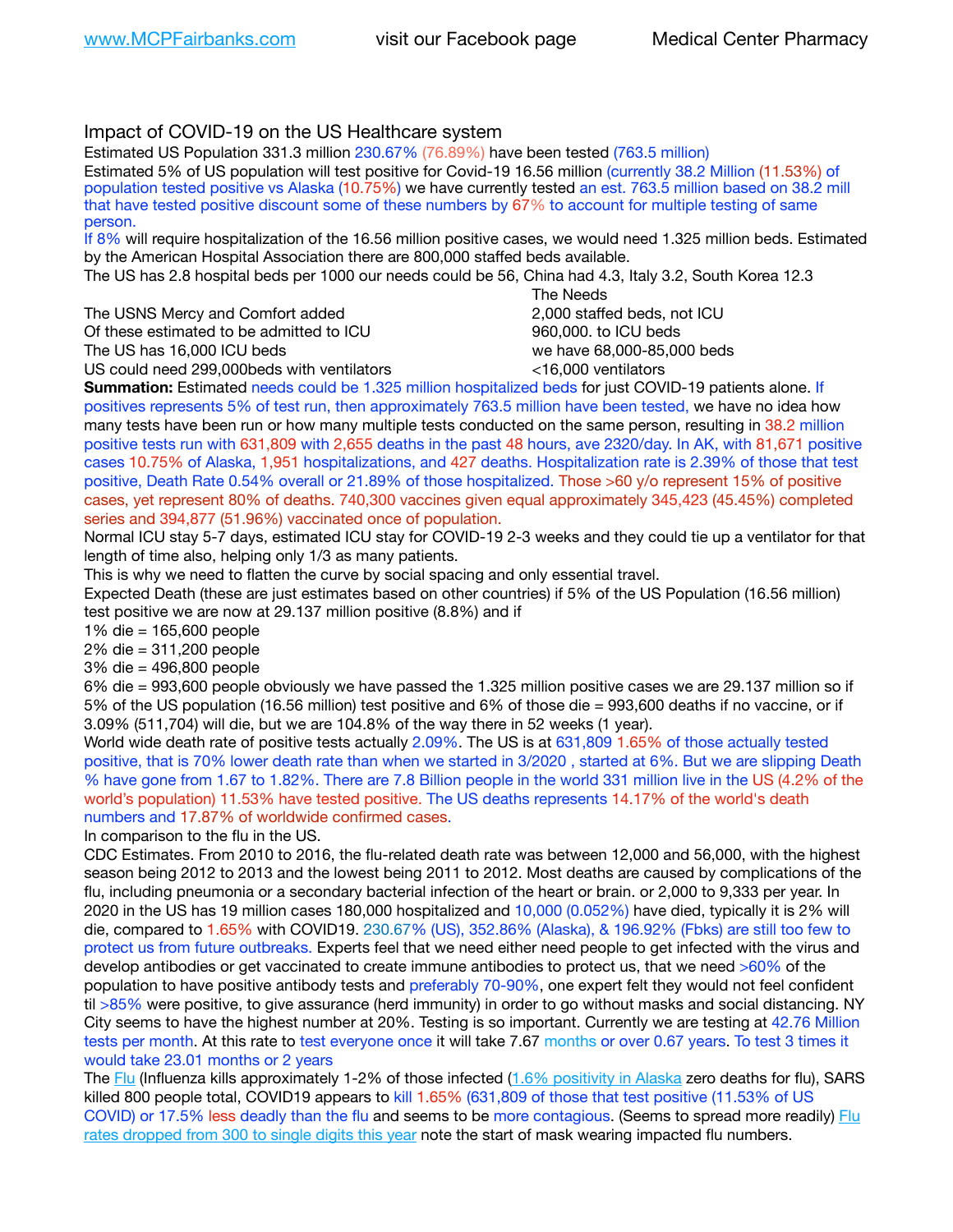www.MCPFairbanks.com visit our Facebook page Medical Center Pharmacy

## Impact of COVID-19 on the US Healthcare system

Estimated US Population 331.3 million 230.67% (76.89%) have been tested (763.5 million)

Estimated 5% of US population will test positive for Covid-19 16.56 million (currently 38.2 Million (11.53%) of population tested positive vs Alaska (10.75%) we have currently tested an est. 763.5 million based on 38.2 mill that have tested positive discount some of these numbers by 67% to account for multiple testing of same person.

If 8% will require hospitalization of the 16.56 million positive cases, we would need 1.325 million beds. Estimated by the American Hospital Association there are 800,000 staffed beds available.

The US has 2.8 hospital beds per 1000 our needs could be 56, China had 4.3, Italy 3.2, South Korea 12.3

| | The Needs |
|---|---|
| The USNS Mercy and Comfort added | 2,000 staffed beds, not ICU |
| Of these estimated to be admitted to ICU | 960,000. to ICU beds |
| The US has 16,000 ICU beds | we have 68,000-85,000 beds |
| US could need 299,000beds with ventilators | <16,000 ventilators |

**Summation:** Estimated needs could be 1.325 million hospitalized beds for just COVID-19 patients alone. If positives represents 5% of test run, then approximately 763.5 million have been tested, we have no idea how many tests have been run or how many multiple tests conducted on the same person, resulting in 38.2 million positive tests run with 631,809 with 2,655 deaths in the past 48 hours, ave 2320/day. In AK, with 81,671 positive cases 10.75% of Alaska, 1,951 hospitalizations, and 427 deaths. Hospitalization rate is 2.39% of those that test positive, Death Rate 0.54% overall or 21.89% of those hospitalized. Those >60 y/o represent 15% of positive cases, yet represent 80% of deaths. 740,300 vaccines given equal approximately 345,423 (45.45%) completed series and 394,877 (51.96%) vaccinated once of population.

Normal ICU stay 5-7 days, estimated ICU stay for COVID-19 2-3 weeks and they could tie up a ventilator for that length of time also, helping only 1/3 as many patients.

This is why we need to flatten the curve by social spacing and only essential travel.

Expected Death (these are just estimates based on other countries) if 5% of the US Population (16.56 million) test positive we are now at 29.137 million positive (8.8%) and if

1% die = 165,600 people
2% die = 311,200 people
3% die = 496,800 people
6% die = 993,600 people obviously we have passed the 1.325 million positive cases we are 29.137 million so if 5% of the US population (16.56 million) test positive and 6% of those die = 993,600 deaths if no vaccine, or if 3.09% (511,704) will die, but we are 104.8% of the way there in 52 weeks (1 year).

World wide death rate of positive tests actually 2.09%. The US is at 631,809 1.65% of those actually tested positive, that is 70% lower death rate than when we started in 3/2020 , started at 6%. But we are slipping Death % have gone from 1.67 to 1.82%. There are 7.8 Billion people in the world 331 million live in the US (4.2% of the world's population) 11.53% have tested positive. The US deaths represents 14.17% of the world's death numbers and 17.87% of worldwide confirmed cases.

In comparison to the flu in the US.

CDC Estimates. From 2010 to 2016, the flu-related death rate was between 12,000 and 56,000, with the highest season being 2012 to 2013 and the lowest being 2011 to 2012. Most deaths are caused by complications of the flu, including pneumonia or a secondary bacterial infection of the heart or brain. or 2,000 to 9,333 per year. In 2020 in the US has 19 million cases 180,000 hospitalized and 10,000 (0.052%) have died, typically it is 2% will die, compared to 1.65% with COVID19. 230.67% (US), 352.86% (Alaska), & 196.92% (Fbks) are still too few to protect us from future outbreaks. Experts feel that we need either need people to get infected with the virus and develop antibodies or get vaccinated to create immune antibodies to protect us, that we need >60% of the population to have positive antibody tests and preferably 70-90%, one expert felt they would not feel confident til >85% were positive, to give assurance (herd immunity) in order to go without masks and social distancing. NY City seems to have the highest number at 20%. Testing is so important. Currently we are testing at 42.76 Million tests per month. At this rate to test everyone once it will take 7.67 months or over 0.67 years. To test 3 times it would take 23.01 months or 2 years

The Flu (Influenza kills approximately 1-2% of those infected (1.6% positivity in Alaska zero deaths for flu), SARS killed 800 people total, COVID19 appears to kill 1.65% (631,809 of those that test positive (11.53% of US COVID) or 17.5% less deadly than the flu and seems to be more contagious. (Seems to spread more readily) Flu rates dropped from 300 to single digits this year note the start of mask wearing impacted flu numbers.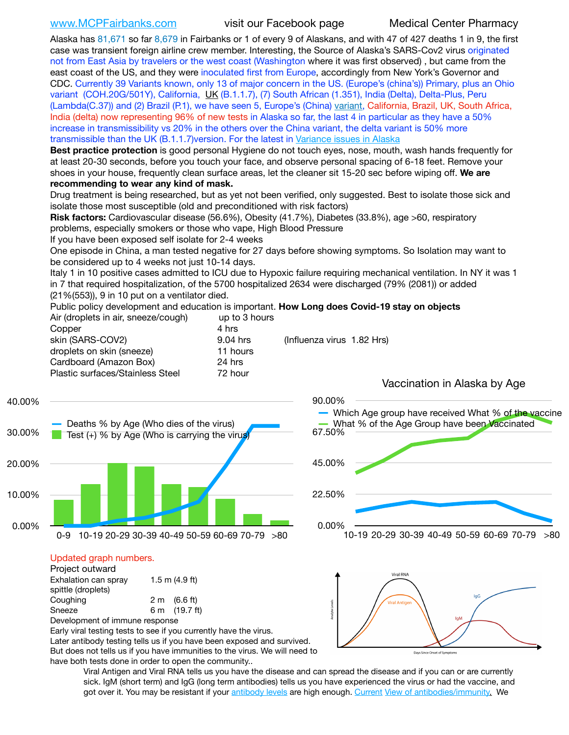www.MCPFairbanks.com visit our Facebook page Medical Center Pharmacy

Alaska has 81,671 so far 8,679 in Fairbanks or 1 of every 9 of Alaskans, and with 47 of 427 deaths 1 in 9, the first case was transient foreign airline crew member. Interesting, the Source of Alaska's SARS-Cov2 virus originated not from East Asia by travelers or the west coast (Washington where it was first observed) , but came from the east coast of the US, and they were inoculated first from Europe, accordingly from New York's Governor and CDC. Currently 39 Variants known, only 13 of major concern in the US. (Europe's (china's)) Primary, plus an Ohio variant (COH.20G/501Y), California, UK (B.1.1.7), (7) South African (1.351), India (Delta), Delta-Plus, Peru (Lambda(C.37)) and (2) Brazil (P.1), we have seen 5, Europe's (China) variant, California, Brazil, UK, South Africa, India (delta) now representing 96% of new tests in Alaska so far, the last 4 in particular as they have a 50% increase in transmissibility vs 20% in the others over the China variant, the delta variant is 50% more transmissible than the UK (B.1.1.7)version. For the latest in Variance issues in Alaska

**Best practice protection** is good personal Hygiene do not touch eyes, nose, mouth, wash hands frequently for at least 20-30 seconds, before you touch your face, and observe personal spacing of 6-18 feet. Remove your shoes in your house, frequently clean surface areas, let the cleaner sit 15-20 sec before wiping off. **We are recommending to wear any kind of mask.**

Drug treatment is being researched, but as yet not been verified, only suggested. Best to isolate those sick and isolate those most susceptible (old and preconditioned with risk factors)

**Risk factors:** Cardiovascular disease (56.6%), Obesity (41.7%), Diabetes (33.8%), age >60, respiratory problems, especially smokers or those who vape, High Blood Pressure

If you have been exposed self isolate for 2-4 weeks

One episode in China, a man tested negative for 27 days before showing symptoms. So Isolation may want to be considered up to 4 weeks not just 10-14 days.

Italy 1 in 10 positive cases admitted to ICU due to Hypoxic failure requiring mechanical ventilation. In NY it was 1 in 7 that required hospitalization, of the 5700 hospitalized 2634 were discharged (79% (2081)) or added (21%(553)), 9 in 10 put on a ventilator died.

Public policy development and education is important. **How Long does Covid-19 stay on objects**

| Object | Duration | |
|---|---|---|
| Air (droplets in air, sneeze/cough) | up to 3 hours | |
| Copper | 4 hrs | |
| skin (SARS-COV2) | 9.04 hrs | (Influenza virus 1.82 Hrs) |
| droplets on skin (sneeze) | 11 hours | |
| Cardboard (Amazon Box) | 24 hrs | |
| Plastic surfaces/Stainless Steel | 72 hour | |

Vaccination in Alaska by Age

Updated graph numbers.

Project outward

| | | |
|---|---|---|
| Exhalation can spray spittle (droplets) | 1.5 m | (4.9 ft) |
| Coughing | 2 m | (6.6 ft) |
| Sneeze | 6 m | (19.7 ft) |

Development of immune response

Early viral testing tests to see if you currently have the virus.

Later antibody testing tells us if you have been exposed and survived. But does not tells us if you have immunities to the virus. We will need to have both tests done in order to open the community..

Viral Antigen and Viral RNA tells us you have the disease and can spread the disease and if you can or are currently sick. IgM (short term) and IgG (long term antibodies) tells us you have experienced the virus or had the vaccine, and got over it. You may be resistant if your antibody levels are high enough. Current View of antibodies/immunity. We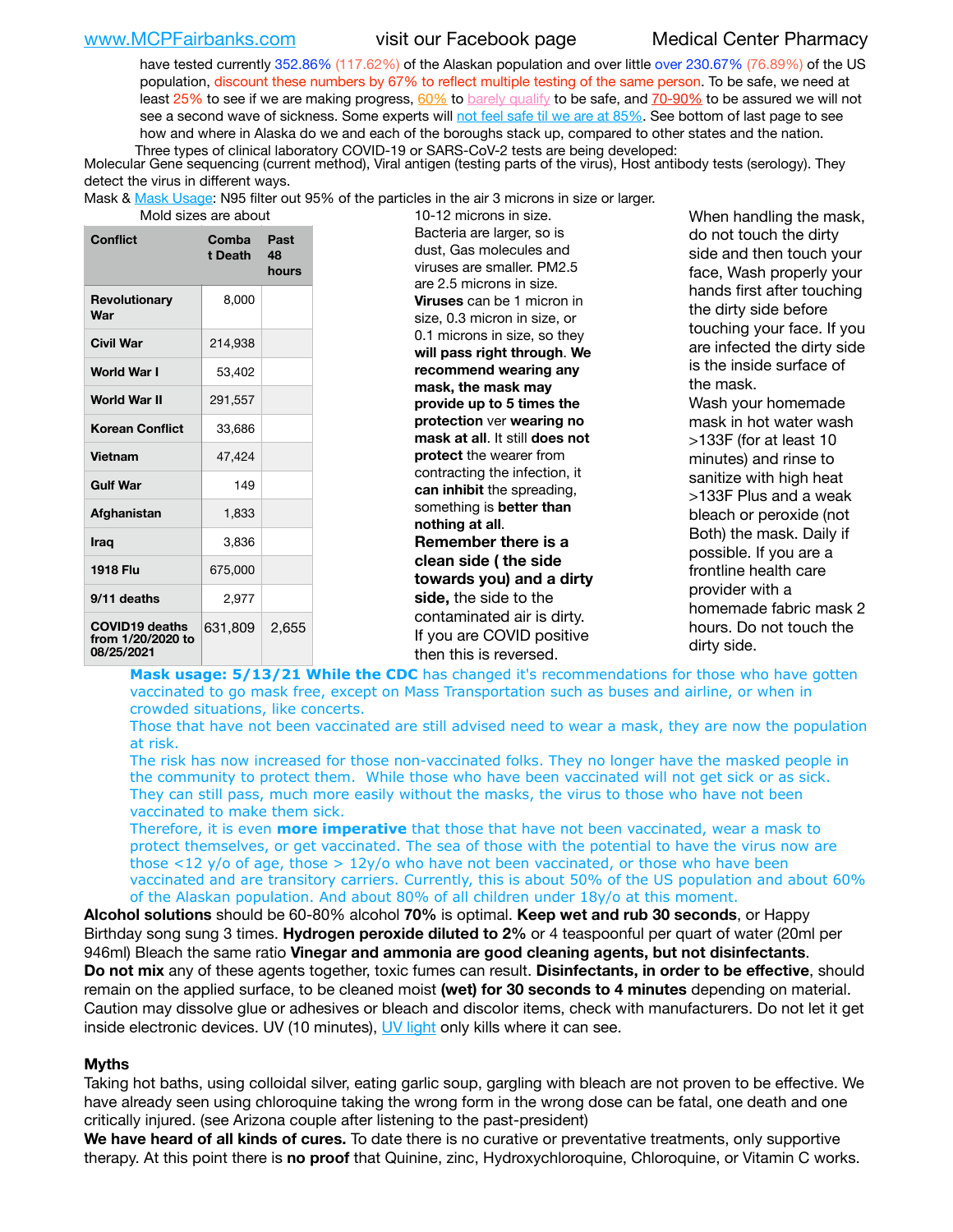have tested currently 352.86% (117.62%) of the Alaskan population and over little over 230.67% (76.89%) of the US population, discount these numbers by 67% to reflect multiple testing of the same person. To be safe, we need at least 25% to see if we are making progress, 60% to barely qualify to be safe, and 70-90% to be assured we will not see a second wave of sickness. Some experts will not feel safe til we are at 85%. See bottom of last page to see how and where in Alaska do we and each of the boroughs stack up, compared to other states and the nation.

Three types of clinical laboratory COVID-19 or SARS-CoV-2 tests are being developed:
Molecular Gene sequencing (current method), Viral antigen (testing parts of the virus), Host antibody tests (serology). They detect the virus in different ways.

Mask & Mask Usage: N95 filter out 95% of the particles in the air 3 microns in size or larger. Mold sizes are about 10-12 microns in size. Bacteria are larger, so is dust, Gas molecules and viruses are smaller. PM2.5 are 2.5 microns in size. **Viruses** can be 1 micron in size, 0.3 micron in size, or 0.1 microns in size, so they **will pass right through**. **We recommend wearing any mask, the mask may provide up to 5 times the protection** ver **wearing no mask at all**. It still **does not protect** the wearer from contracting the infection, it **can inhibit** the spreading, something is **better than nothing at all**.

**Remember there is a clean side ( the side towards you) and a dirty side,** the side to the contaminated air is dirty. If you are COVID positive then this is reversed.

When handling the mask, do not touch the dirty side and then touch your face, Wash properly your hands first after touching the dirty side before touching your face. If you are infected the dirty side is the inside surface of the mask. Wash your homemade mask in hot water wash >133F (for at least 10 minutes) and rinse to sanitize with high heat >133F Plus and a weak bleach or peroxide (not Both) the mask. Daily if possible. If you are a frontline health care provider with a homemade fabric mask 2 hours. Do not touch the dirty side.

| Conflict | Combat Death | Past 48 hours |
|---|---|---|
| Revolutionary War | 8,000 | |
| Civil War | 214,938 | |
| World War I | 53,402 | |
| World War II | 291,557 | |
| Korean Conflict | 33,686 | |
| Vietnam | 47,424 | |
| Gulf War | 149 | |
| Afghanistan | 1,833 | |
| Iraq | 3,836 | |
| 1918 Flu | 675,000 | |
| 9/11 deaths | 2,977 | |
| COVID19 deaths from 1/20/2020 to 08/25/2021 | 631,809 | 2,655 |

**Mask usage: 5/13/21 While the CDC** has changed it's recommendations for those who have gotten vaccinated to go mask free, except on Mass Transportation such as buses and airline, or when in crowded situations, like concerts.

Those that have not been vaccinated are still advised need to wear a mask, they are now the population at risk.

The risk has now increased for those non-vaccinated folks. They no longer have the masked people in the community to protect them. While those who have been vaccinated will not get sick or as sick. They can still pass, much more easily without the masks, the virus to those who have not been vaccinated to make them sick.

Therefore, it is even **more imperative** that those that have not been vaccinated, wear a mask to protect themselves, or get vaccinated. The sea of those with the potential to have the virus now are those <12 y/o of age, those > 12y/o who have not been vaccinated, or those who have been vaccinated and are transitory carriers. Currently, this is about 50% of the US population and about 60% of the Alaskan population. And about 80% of all children under 18y/o at this moment.

**Alcohol solutions** should be 60-80% alcohol **70%** is optimal. **Keep wet and rub 30 seconds**, or Happy Birthday song sung 3 times. **Hydrogen peroxide diluted to 2%** or 4 teaspoonful per quart of water (20ml per 946ml) Bleach the same ratio **Vinegar and ammonia are good cleaning agents, but not disinfectants**. **Do not mix** any of these agents together, toxic fumes can result. **Disinfectants, in order to be effective**, should remain on the applied surface, to be cleaned moist **(wet) for 30 seconds to 4 minutes** depending on material. Caution may dissolve glue or adhesives or bleach and discolor items, check with manufacturers. Do not let it get inside electronic devices. UV (10 minutes), UV light only kills where it can see.

## Myths

Taking hot baths, using colloidal silver, eating garlic soup, gargling with bleach are not proven to be effective. We have already seen using chloroquine taking the wrong form in the wrong dose can be fatal, one death and one critically injured. (see Arizona couple after listening to the past-president)

**We have heard of all kinds of cures.** To date there is no curative or preventative treatments, only supportive therapy. At this point there is **no proof** that Quinine, zinc, Hydroxychloroquine, Chloroquine, or Vitamin C works.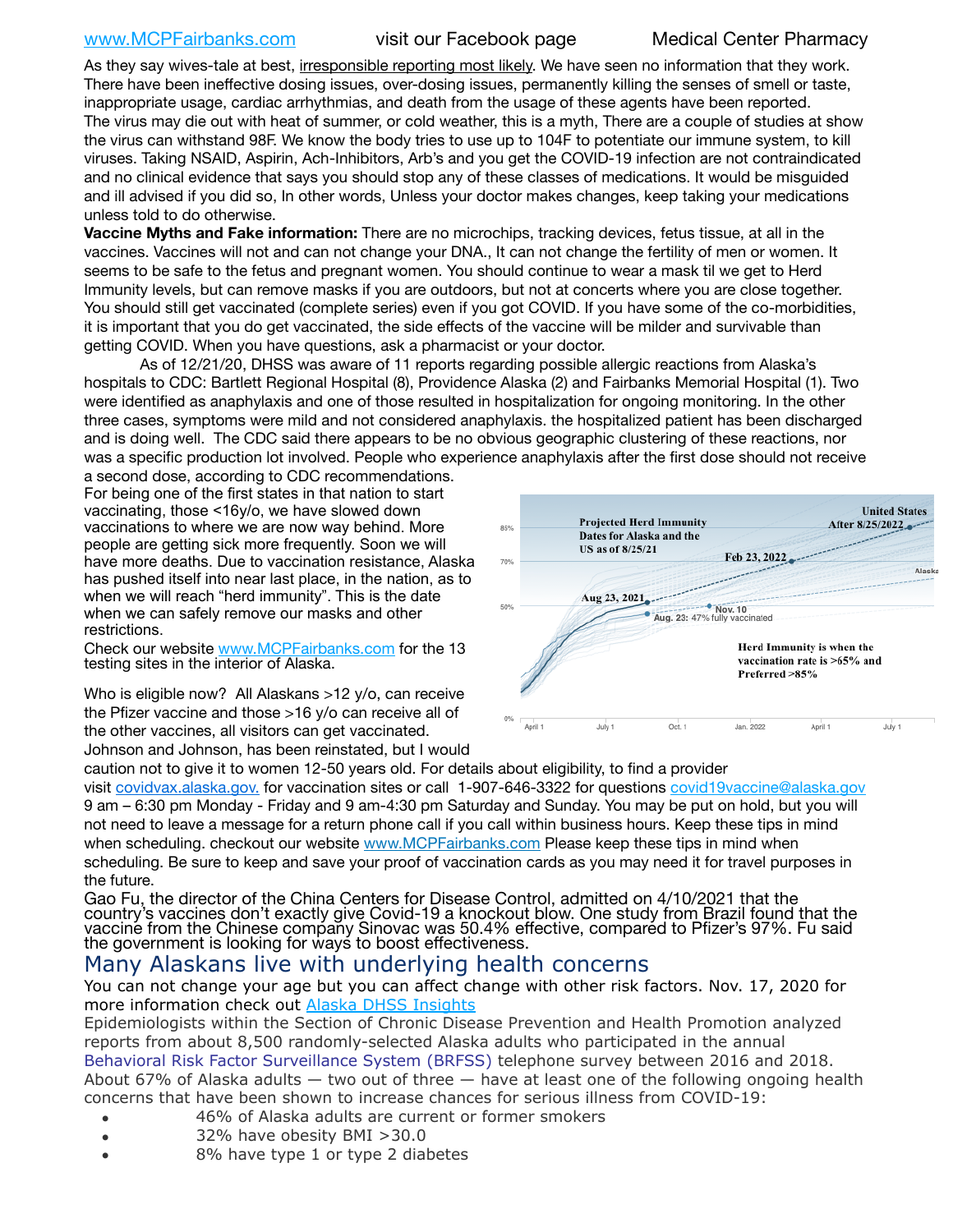As they say wives-tale at best, irresponsible reporting most likely. We have seen no information that they work. There have been ineffective dosing issues, over-dosing issues, permanently killing the senses of smell or taste, inappropriate usage, cardiac arrhythmias, and death from the usage of these agents have been reported. The virus may die out with heat of summer, or cold weather, this is a myth, There are a couple of studies at show the virus can withstand 98F. We know the body tries to use up to 104F to potentiate our immune system, to kill viruses. Taking NSAID, Aspirin, Ach-Inhibitors, Arb's and you get the COVID-19 infection are not contraindicated and no clinical evidence that says you should stop any of these classes of medications. It would be misguided and ill advised if you did so, In other words, Unless your doctor makes changes, keep taking your medications unless told to do otherwise.

**Vaccine Myths and Fake information:** There are no microchips, tracking devices, fetus tissue, at all in the vaccines. Vaccines will not and can not change your DNA., It can not change the fertility of men or women. It seems to be safe to the fetus and pregnant women. You should continue to wear a mask til we get to Herd Immunity levels, but can remove masks if you are outdoors, but not at concerts where you are close together. You should still get vaccinated (complete series) even if you got COVID. If you have some of the co-morbidities, it is important that you do get vaccinated, the side effects of the vaccine will be milder and survivable than getting COVID. When you have questions, ask a pharmacist or your doctor.

As of 12/21/20, DHSS was aware of 11 reports regarding possible allergic reactions from Alaska's hospitals to CDC: Bartlett Regional Hospital (8), Providence Alaska (2) and Fairbanks Memorial Hospital (1). Two were identified as anaphylaxis and one of those resulted in hospitalization for ongoing monitoring. In the other three cases, symptoms were mild and not considered anaphylaxis. the hospitalized patient has been discharged and is doing well. The CDC said there appears to be no obvious geographic clustering of these reactions, nor was a specific production lot involved. People who experience anaphylaxis after the first dose should not receive a second dose, according to CDC recommendations.

For being one of the first states in that nation to start vaccinating, those <16y/o, we have slowed down vaccinations to where we are now way behind. More people are getting sick more frequently. Soon we will have more deaths. Due to vaccination resistance, Alaska has pushed itself into near last place, in the nation, as to when we will reach "herd immunity". This is the date when we can safely remove our masks and other restrictions.

Projected Herd Immunity Dates for Alaska and the US as of 8/25/21

United States After 8/25/2022; Feb 23, 2022; Aug 23, 2021; Nov. 10; Aug. 23: 47% fully vaccinated

Herd Immunity is when the vaccination rate is >65% and Preferred >85%

Check our website www.MCPFairbanks.com for the 13 testing sites in the interior of Alaska.

Who is eligible now? All Alaskans >12 y/o, can receive the Pfizer vaccine and those >16 y/o can receive all of the other vaccines, all visitors can get vaccinated. Johnson and Johnson, has been reinstated, but I would caution not to give it to women 12-50 years old. For details about eligibility, to find a provider visit covidvax.alaska.gov. for vaccination sites or call 1-907-646-3322 for questions covid19vaccine@alaska.gov 9 am – 6:30 pm Monday - Friday and 9 am-4:30 pm Saturday and Sunday. You may be put on hold, but you will not need to leave a message for a return phone call if you call within business hours. Keep these tips in mind when scheduling. checkout our website www.MCPFairbanks.com Please keep these tips in mind when scheduling. Be sure to keep and save your proof of vaccination cards as you may need it for travel purposes in the future.

Gao Fu, the director of the China Centers for Disease Control, admitted on 4/10/2021 that the country's vaccines don't exactly give Covid-19 a knockout blow. One study from Brazil found that the vaccine from the Chinese company Sinovac was 50.4% effective, compared to Pfizer's 97%. Fu said the government is looking for ways to boost effectiveness.

## Many Alaskans live with underlying health concerns

You can not change your age but you can affect change with other risk factors. Nov. 17, 2020 for more information check out Alaska DHSS Insights

Epidemiologists within the Section of Chronic Disease Prevention and Health Promotion analyzed reports from about 8,500 randomly-selected Alaska adults who participated in the annual Behavioral Risk Factor Surveillance System (BRFSS) telephone survey between 2016 and 2018. About 67% of Alaska adults — two out of three — have at least one of the following ongoing health concerns that have been shown to increase chances for serious illness from COVID-19:

- 46% of Alaska adults are current or former smokers
- 32% have obesity BMI >30.0
- 8% have type 1 or type 2 diabetes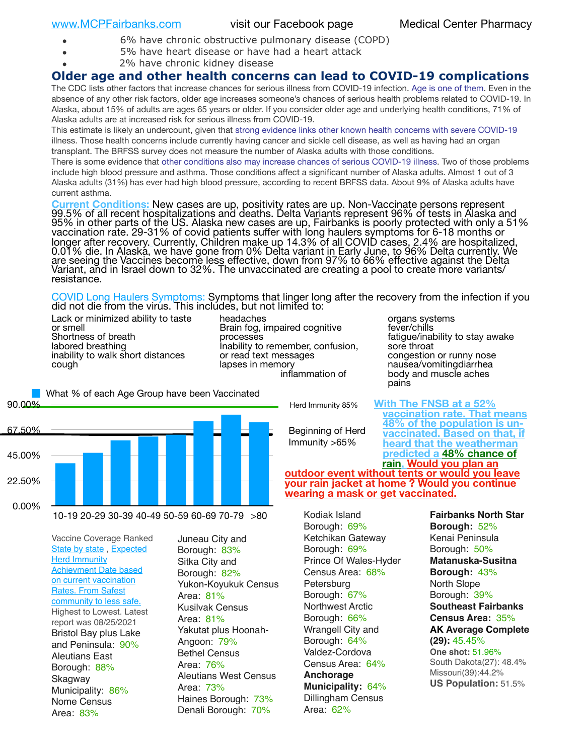www.MCPFairbanks.com visit our Facebook page Medical Center Pharmacy

- 6% have chronic obstructive pulmonary disease (COPD)
- 5% have heart disease or have had a heart attack
- 2% have chronic kidney disease

## Older age and other health concerns can lead to COVID-19 complications

The CDC lists other factors that increase chances for serious illness from COVID-19 infection. Age is one of them. Even in the absence of any other risk factors, older age increases someone's chances of serious health problems related to COVID-19. In Alaska, about 15% of adults are ages 65 years or older. If you consider older age and underlying health conditions, 71% of Alaska adults are at increased risk for serious illness from COVID-19.

This estimate is likely an undercount, given that strong evidence links other known health concerns with severe COVID-19 illness. Those health concerns include currently having cancer and sickle cell disease, as well as having had an organ transplant. The BRFSS survey does not measure the number of Alaska adults with those conditions.

There is some evidence that other conditions also may increase chances of serious COVID-19 illness. Two of those problems include high blood pressure and asthma. Those conditions affect a significant number of Alaska adults. Almost 1 out of 3 Alaska adults (31%) has ever had high blood pressure, according to recent BRFSS data. About 9% of Alaska adults have current asthma.

**Current Conditions:** New cases are up, positivity rates are up. Non-Vaccinate persons represent 99.5% of all recent hospitalizations and deaths. Delta Variants represent 96% of tests in Alaska and 95% in other parts of the US. Alaska new cases are up, Fairbanks is poorly protected with only a 51% vaccination rate. 29-31% of covid patients suffer with long haulers symptoms for 6-18 months or longer after recovery. Currently, Children make up 14.3% of all COVID cases, 2.4% are hospitalized, 0.01% die. In Alaska, we have gone from 0% Delta variant in Early June, to 96% Delta currently. We are seeing the Vaccines become less effective, down from 97% to 66% effective against the Delta Variant, and in Israel down to 32%. The unvaccinated are creating a pool to create more variants/ resistance.

**COVID Long Haulers Symptoms:** Symptoms that linger long after the recovery from the infection if you did not die from the virus. This includes, but not limited to:

- Lack or minimized ability to taste or smell
- Shortness of breath
- labored breathing
- inability to walk short distances
- cough
- headaches
- Brain fog, impaired cognitive processes
- Inability to remember, confusion, or read text messages
- lapses in memory
- inflammation of organs systems
- fever/chills
- fatigue/inability to stay awake
- sore throat
- congestion or runny nose
- nausea/vomitingdiarrhea
- body and muscle aches pains

What % of each Age Group have been Vaccinated

90.00%
67.50%
45.00%
22.50%
0.00%
10-19 20-29 30-39 40-49 50-59 60-69 70-79 >80

Herd Immunity 85%

Beginning of Herd Immunity >65%

**With The FNSB at a 52% vaccination rate. That means 48% of the population is un-vaccinated. Based on that, if heard that the weatherman predicted a 48% chance of rain, Would you plan an outdoor event without tents or would you leave your rain jacket at home ? Would you continue wearing a mask or get vaccinated.**

Vaccine Coverage Ranked State by state , Expected Herd Immunity Achievment Date based on current vaccination Rates. From Safest community to less safe. Highest to Lowest. Latest report was 08/25/2021

- Bristol Bay plus Lake and Peninsula: 90%
- Aleutians East Borough: 88%
- Skagway Municipality: 86%
- Nome Census Area: 83%
- Juneau City and Borough: 83%
- Sitka City and Borough: 82%
- Yukon-Koyukuk Census Area: 81%
- Kusilvak Census Area: 81%
- Yakutat plus Hoonah-Angoon: 79%
- Bethel Census Area: 76%
- Aleutians West Census Area: 73%
- Haines Borough: 73%
- Denali Borough: 70%
- Kodiak Island Borough: 69%
- Ketchikan Gateway Borough: 69%
- Prince Of Wales-Hyder Census Area: 68%
- Petersburg Borough: 67%
- Northwest Arctic Borough: 66%
- Wrangell City and Borough: 64%
- Valdez-Cordova Census Area: 64%
- **Anchorage Municipality:** 64%
- Dillingham Census Area: 62%
- **Fairbanks North Star Borough:** 52%
- Kenai Peninsula Borough: 50%
- **Matanuska-Susitna Borough:** 43%
- North Slope Borough: 39%
- **Southeast Fairbanks Census Area:** 35%
- **AK Average Complete (29):** 45.45%
- **One shot:** 51.96%
- South Dakota(27): 48.4%
- Missouri(39):44.2%
- **US Population:** 51.5%